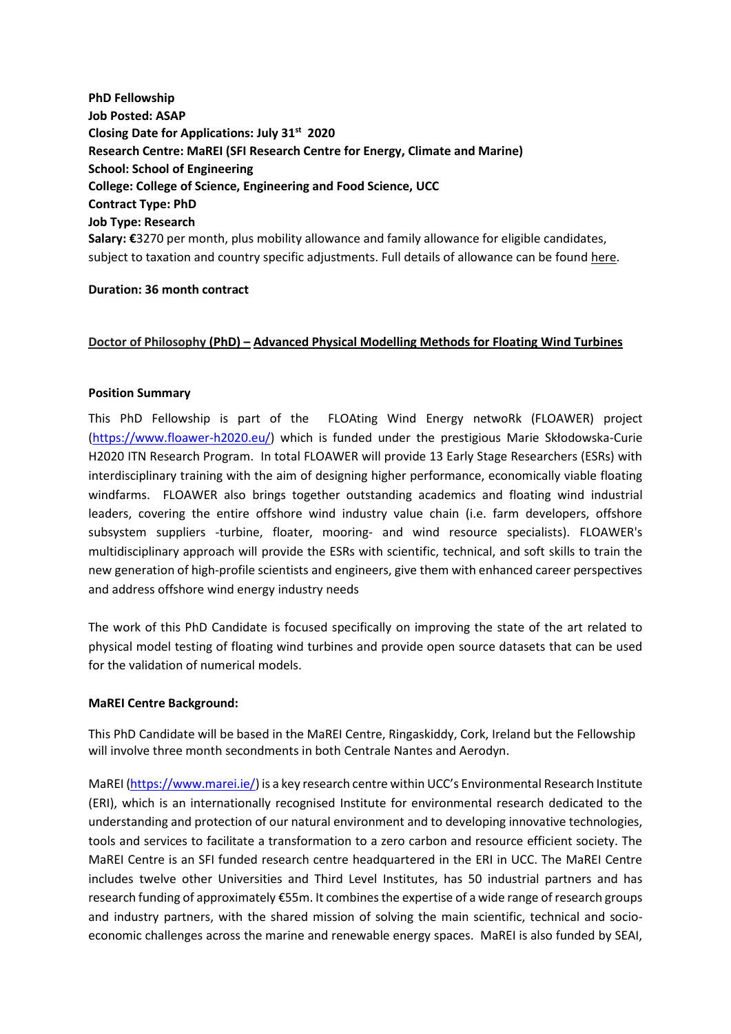**PhD Fellowship**
**Job Posted: ASAP**
**Closing Date for Applications: July 31st 2020**
**Research Centre: MaREI (SFI Research Centre for Energy, Climate and Marine)**
**School: School of Engineering**
**College: College of Science, Engineering and Food Science, UCC**
**Contract Type: PhD**
**Job Type: Research**
**Salary: €**3270 per month, plus mobility allowance and family allowance for eligible candidates, subject to taxation and country specific adjustments. Full details of allowance can be found here.

**Duration: 36 month contract**

## Doctor of Philosophy (PhD) – Advanced Physical Modelling Methods for Floating Wind Turbines

### Position Summary

This PhD Fellowship is part of the FLOAting Wind Energy netwoRk (FLOAWER) project (https://www.floawer-h2020.eu/) which is funded under the prestigious Marie Skłodowska-Curie H2020 ITN Research Program. In total FLOAWER will provide 13 Early Stage Researchers (ESRs) with interdisciplinary training with the aim of designing higher performance, economically viable floating windfarms. FLOAWER also brings together outstanding academics and floating wind industrial leaders, covering the entire offshore wind industry value chain (i.e. farm developers, offshore subsystem suppliers -turbine, floater, mooring- and wind resource specialists). FLOAWER's multidisciplinary approach will provide the ESRs with scientific, technical, and soft skills to train the new generation of high-profile scientists and engineers, give them with enhanced career perspectives and address offshore wind energy industry needs

The work of this PhD Candidate is focused specifically on improving the state of the art related to physical model testing of floating wind turbines and provide open source datasets that can be used for the validation of numerical models.

### MaREI Centre Background:

This PhD Candidate will be based in the MaREI Centre, Ringaskiddy, Cork, Ireland but the Fellowship will involve three month secondments in both Centrale Nantes and Aerodyn.

MaREI (https://www.marei.ie/) is a key research centre within UCC's Environmental Research Institute (ERI), which is an internationally recognised Institute for environmental research dedicated to the understanding and protection of our natural environment and to developing innovative technologies, tools and services to facilitate a transformation to a zero carbon and resource efficient society. The MaREI Centre is an SFI funded research centre headquartered in the ERI in UCC. The MaREI Centre includes twelve other Universities and Third Level Institutes, has 50 industrial partners and has research funding of approximately €55m. It combines the expertise of a wide range of research groups and industry partners, with the shared mission of solving the main scientific, technical and socio-economic challenges across the marine and renewable energy spaces. MaREI is also funded by SEAI,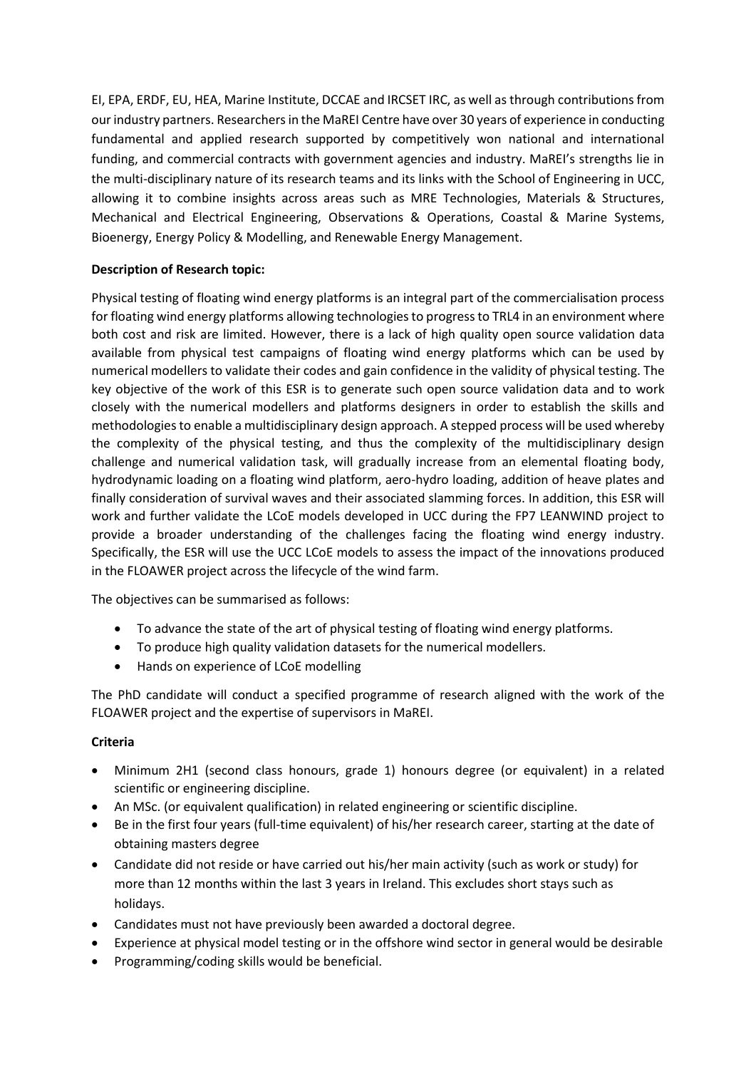EI, EPA, ERDF, EU, HEA, Marine Institute, DCCAE and IRCSET IRC, as well as through contributions from our industry partners. Researchers in the MaREI Centre have over 30 years of experience in conducting fundamental and applied research supported by competitively won national and international funding, and commercial contracts with government agencies and industry. MaREI's strengths lie in the multi-disciplinary nature of its research teams and its links with the School of Engineering in UCC, allowing it to combine insights across areas such as MRE Technologies, Materials & Structures, Mechanical and Electrical Engineering, Observations & Operations, Coastal & Marine Systems, Bioenergy, Energy Policy & Modelling, and Renewable Energy Management.

**Description of Research topic:**

Physical testing of floating wind energy platforms is an integral part of the commercialisation process for floating wind energy platforms allowing technologies to progress to TRL4 in an environment where both cost and risk are limited. However, there is a lack of high quality open source validation data available from physical test campaigns of floating wind energy platforms which can be used by numerical modellers to validate their codes and gain confidence in the validity of physical testing. The key objective of the work of this ESR is to generate such open source validation data and to work closely with the numerical modellers and platforms designers in order to establish the skills and methodologies to enable a multidisciplinary design approach. A stepped process will be used whereby the complexity of the physical testing, and thus the complexity of the multidisciplinary design challenge and numerical validation task, will gradually increase from an elemental floating body, hydrodynamic loading on a floating wind platform, aero-hydro loading, addition of heave plates and finally consideration of survival waves and their associated slamming forces. In addition, this ESR will work and further validate the LCoE models developed in UCC during the FP7 LEANWIND project to provide a broader understanding of the challenges facing the floating wind energy industry. Specifically, the ESR will use the UCC LCoE models to assess the impact of the innovations produced in the FLOAWER project across the lifecycle of the wind farm.

The objectives can be summarised as follows:

- To advance the state of the art of physical testing of floating wind energy platforms.
- To produce high quality validation datasets for the numerical modellers.
- Hands on experience of LCoE modelling

The PhD candidate will conduct a specified programme of research aligned with the work of the FLOAWER project and the expertise of supervisors in MaREI.

**Criteria**

- Minimum 2H1 (second class honours, grade 1) honours degree (or equivalent) in a related scientific or engineering discipline.
- An MSc. (or equivalent qualification) in related engineering or scientific discipline.
- Be in the first four years (full-time equivalent) of his/her research career, starting at the date of obtaining masters degree
- Candidate did not reside or have carried out his/her main activity (such as work or study) for more than 12 months within the last 3 years in Ireland. This excludes short stays such as holidays.
- Candidates must not have previously been awarded a doctoral degree.
- Experience at physical model testing or in the offshore wind sector in general would be desirable
- Programming/coding skills would be beneficial.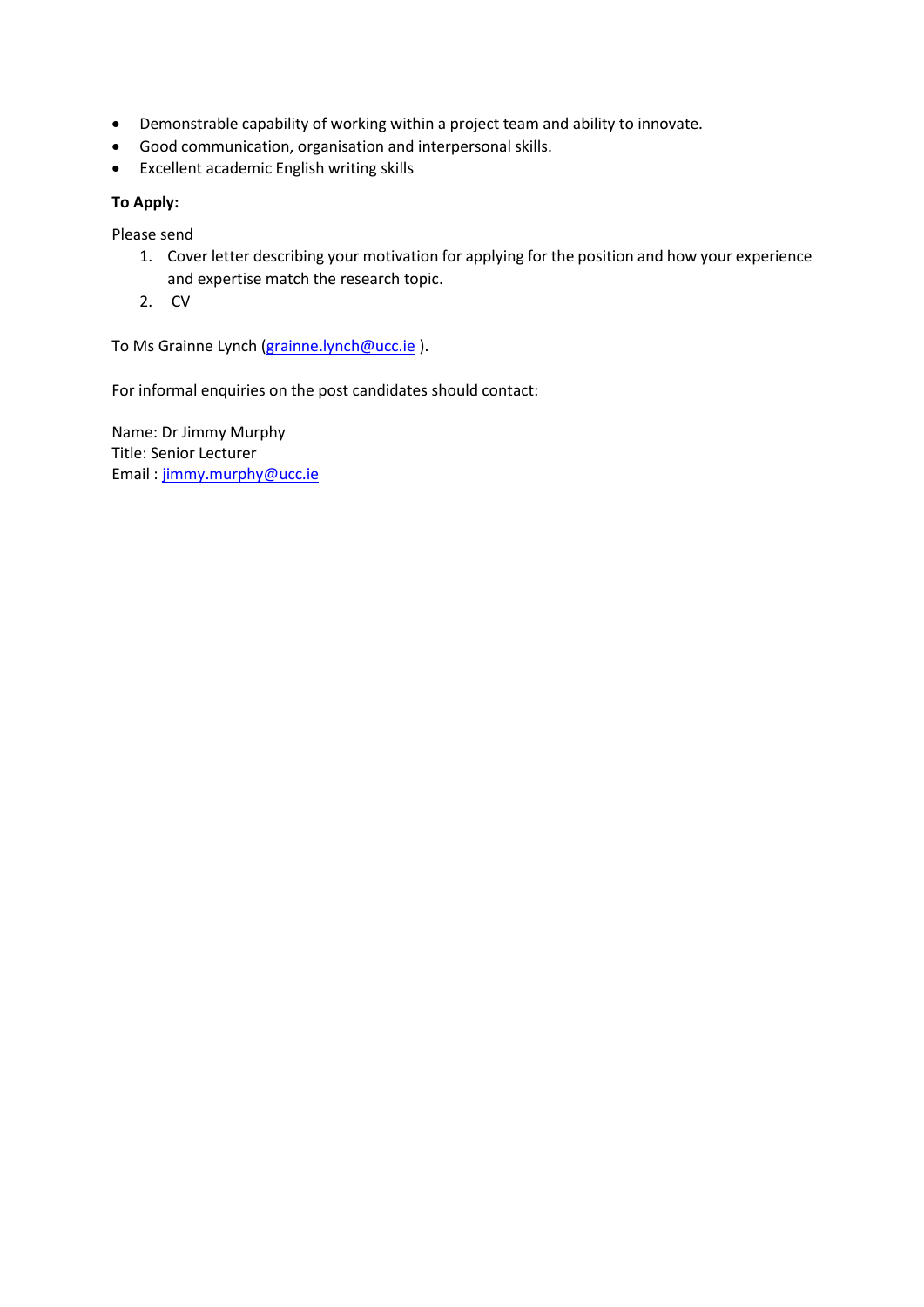- Demonstrable capability of working within a project team and ability to innovate.
- Good communication, organisation and interpersonal skills.
- Excellent academic English writing skills

**To Apply:**

Please send

1. Cover letter describing your motivation for applying for the position and how your experience and expertise match the research topic.
2. CV

To Ms Grainne Lynch (grainne.lynch@ucc.ie ).

For informal enquiries on the post candidates should contact:

Name: Dr Jimmy Murphy
Title: Senior Lecturer
Email : jimmy.murphy@ucc.ie